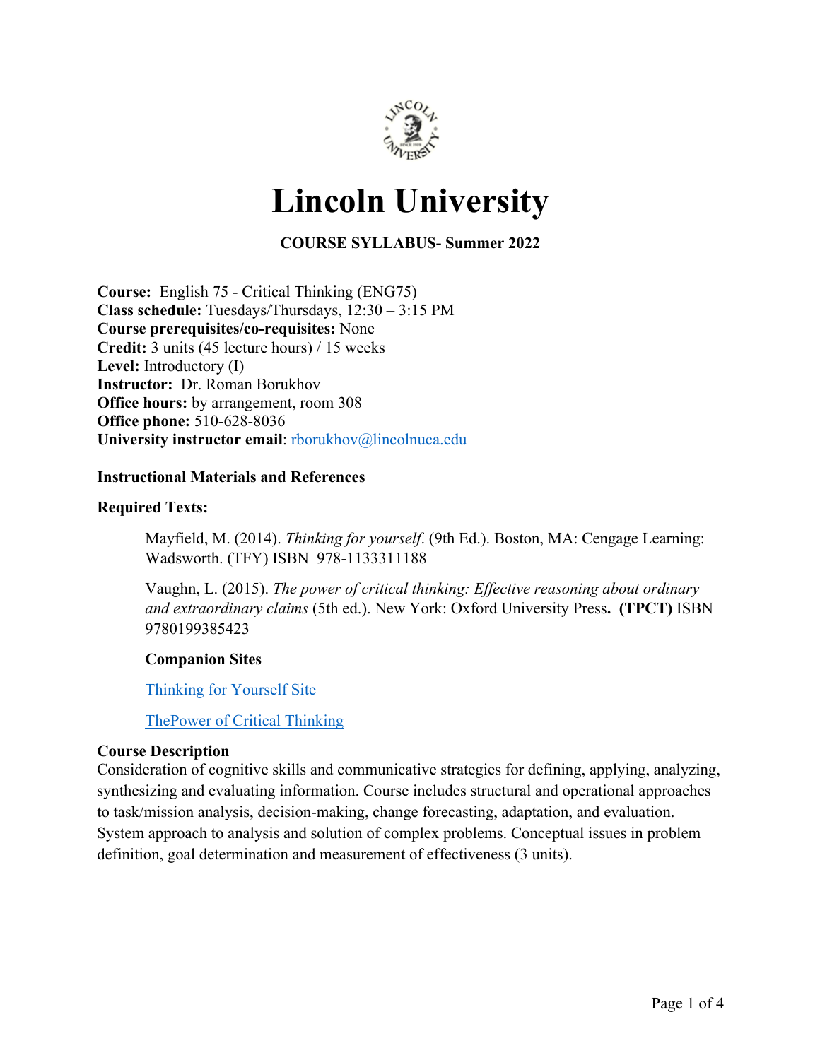# Lincoln University

**COURSE SYLLABUS- Summer 2022**

**Course:** English 75 - Critical Thinking (ENG75)
**Class schedule:** Tuesdays/Thursdays, 12:30 – 3:15 PM
**Course prerequisites/co-requisites:** None
**Credit:** 3 units (45 lecture hours) / 15 weeks
**Level:** Introductory (I)
**Instructor:** Dr. Roman Borukhov
**Office hours:** by arrangement, room 308
**Office phone:** 510-628-8036
**University instructor email**: rborukhov@lincolnuca.edu

### Instructional Materials and References

#### Required Texts:

Mayfield, M. (2014). *Thinking for yourself*. (9th Ed.). Boston, MA: Cengage Learning: Wadsworth. (TFY) ISBN 978-1133311188

Vaughn, L. (2015). *The power of critical thinking: Effective reasoning about ordinary and extraordinary claims* (5th ed.). New York: Oxford University Press**. (TPCT)** ISBN 9780199385423

#### Companion Sites

Thinking for Yourself Site

ThePower of Critical Thinking

### Course Description

Consideration of cognitive skills and communicative strategies for defining, applying, analyzing, synthesizing and evaluating information. Course includes structural and operational approaches to task/mission analysis, decision-making, change forecasting, adaptation, and evaluation. System approach to analysis and solution of complex problems. Conceptual issues in problem definition, goal determination and measurement of effectiveness (3 units).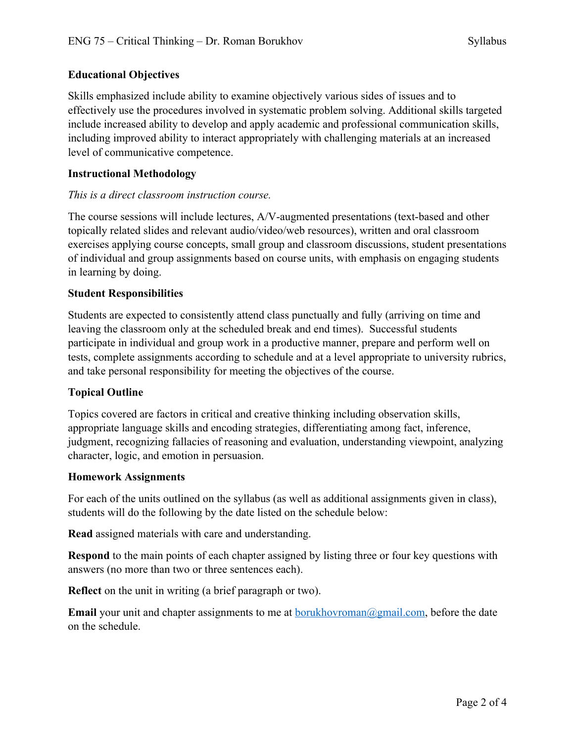## Educational Objectives

Skills emphasized include ability to examine objectively various sides of issues and to effectively use the procedures involved in systematic problem solving. Additional skills targeted include increased ability to develop and apply academic and professional communication skills, including improved ability to interact appropriately with challenging materials at an increased level of communicative competence.

## Instructional Methodology

*This is a direct classroom instruction course.*

The course sessions will include lectures, A/V-augmented presentations (text-based and other topically related slides and relevant audio/video/web resources), written and oral classroom exercises applying course concepts, small group and classroom discussions, student presentations of individual and group assignments based on course units, with emphasis on engaging students in learning by doing.

## Student Responsibilities

Students are expected to consistently attend class punctually and fully (arriving on time and leaving the classroom only at the scheduled break and end times). Successful students participate in individual and group work in a productive manner, prepare and perform well on tests, complete assignments according to schedule and at a level appropriate to university rubrics, and take personal responsibility for meeting the objectives of the course.

## Topical Outline

Topics covered are factors in critical and creative thinking including observation skills, appropriate language skills and encoding strategies, differentiating among fact, inference, judgment, recognizing fallacies of reasoning and evaluation, understanding viewpoint, analyzing character, logic, and emotion in persuasion.

## Homework Assignments

For each of the units outlined on the syllabus (as well as additional assignments given in class), students will do the following by the date listed on the schedule below:

**Read** assigned materials with care and understanding.

**Respond** to the main points of each chapter assigned by listing three or four key questions with answers (no more than two or three sentences each).

**Reflect** on the unit in writing (a brief paragraph or two).

**Email** your unit and chapter assignments to me at borukhovroman@gmail.com, before the date on the schedule.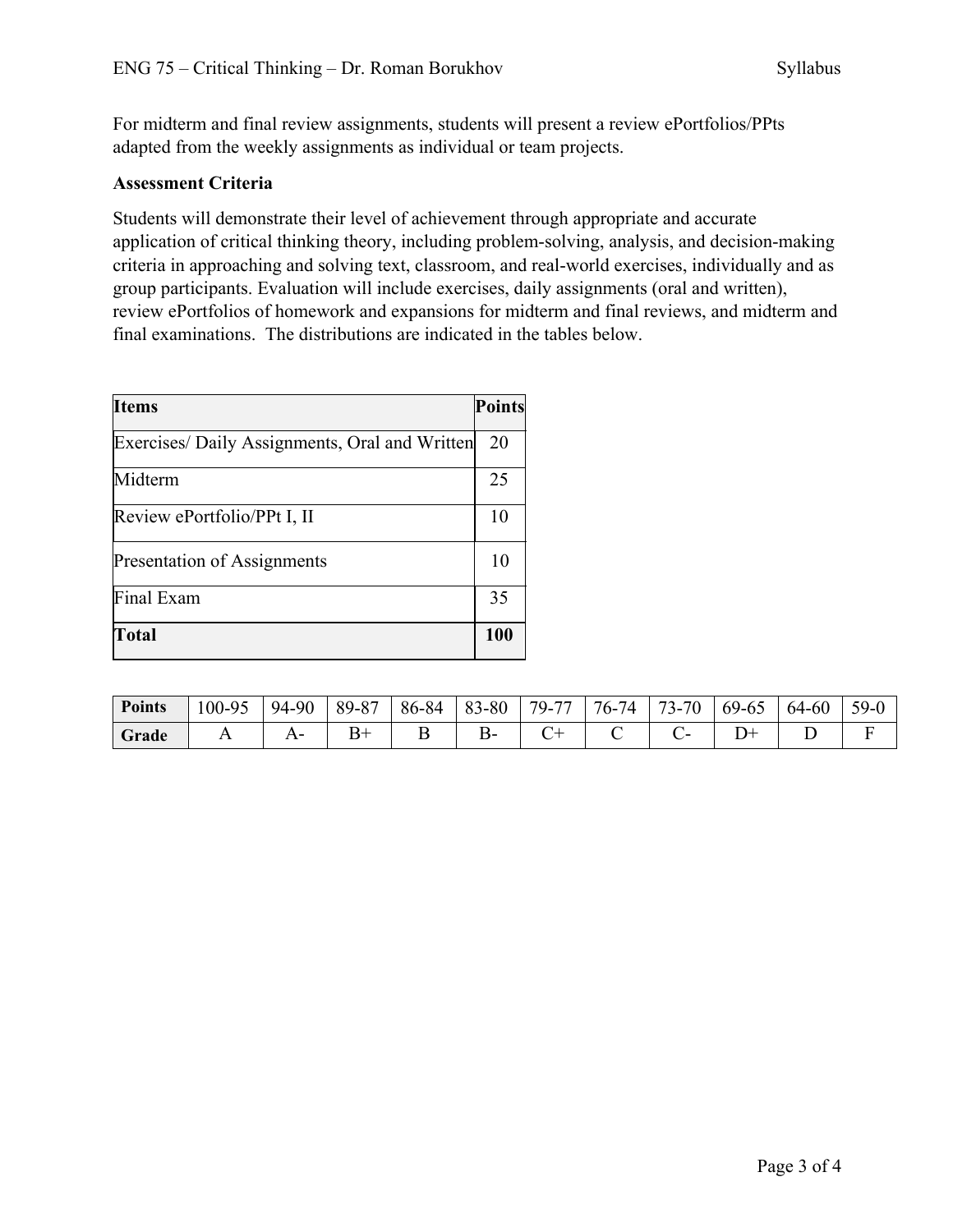For midterm and final review assignments, students will present a review ePortfolios/PPts adapted from the weekly assignments as individual or team projects.

**Assessment Criteria**

Students will demonstrate their level of achievement through appropriate and accurate application of critical thinking theory, including problem-solving, analysis, and decision-making criteria in approaching and solving text, classroom, and real-world exercises, individually and as group participants. Evaluation will include exercises, daily assignments (oral and written), review ePortfolios of homework and expansions for midterm and final reviews, and midterm and final examinations. The distributions are indicated in the tables below.

| Items | Points |
|---|---|
| Exercises/ Daily Assignments, Oral and Written | 20 |
| Midterm | 25 |
| Review ePortfolio/PPt I, II | 10 |
| Presentation of Assignments | 10 |
| Final Exam | 35 |
| **Total** | **100** |

| **Points** | 100-95 | 94-90 | 89-87 | 86-84 | 83-80 | 79-77 | 76-74 | 73-70 | 69-65 | 64-60 | 59-0 |
|---|---|---|---|---|---|---|---|---|---|---|---|
| **Grade** | A | A- | B+ | B | B- | C+ | C | C- | D+ | D | F |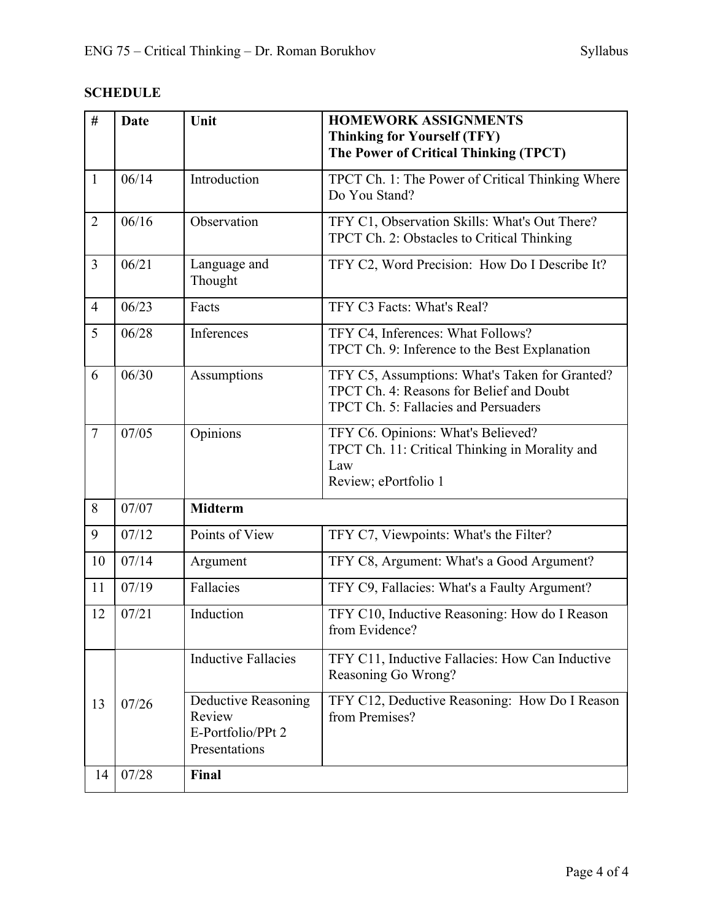**SCHEDULE**

| # | Date | Unit | HOMEWORK ASSIGNMENTS<br>Thinking for Yourself (TFY)<br>The Power of Critical Thinking (TPCT) |
|---|---|---|---|
| 1 | 06/14 | Introduction | TPCT Ch. 1: The Power of Critical Thinking Where Do You Stand? |
| 2 | 06/16 | Observation | TFY C1, Observation Skills: What's Out There?<br>TPCT Ch. 2: Obstacles to Critical Thinking |
| 3 | 06/21 | Language and Thought | TFY C2, Word Precision: How Do I Describe It? |
| 4 | 06/23 | Facts | TFY C3 Facts: What's Real? |
| 5 | 06/28 | Inferences | TFY C4, Inferences: What Follows?<br>TPCT Ch. 9: Inference to the Best Explanation |
| 6 | 06/30 | Assumptions | TFY C5, Assumptions: What's Taken for Granted?<br>TPCT Ch. 4: Reasons for Belief and Doubt<br>TPCT Ch. 5: Fallacies and Persuaders |
| 7 | 07/05 | Opinions | TFY C6. Opinions: What's Believed?<br>TPCT Ch. 11: Critical Thinking in Morality and Law<br>Review; ePortfolio 1 |
| 8 | 07/07 | **Midterm** | |
| 9 | 07/12 | Points of View | TFY C7, Viewpoints: What's the Filter? |
| 10 | 07/14 | Argument | TFY C8, Argument: What's a Good Argument? |
| 11 | 07/19 | Fallacies | TFY C9, Fallacies: What's a Faulty Argument? |
| 12 | 07/21 | Induction | TFY C10, Inductive Reasoning: How do I Reason from Evidence? |
| 13 | 07/26 | Inductive Fallacies | TFY C11, Inductive Fallacies: How Can Inductive Reasoning Go Wrong? |
| | | Deductive Reasoning<br>Review<br>E-Portfolio/PPt 2 Presentations | TFY C12, Deductive Reasoning: How Do I Reason from Premises? |
| 14 | 07/28 | **Final** | |